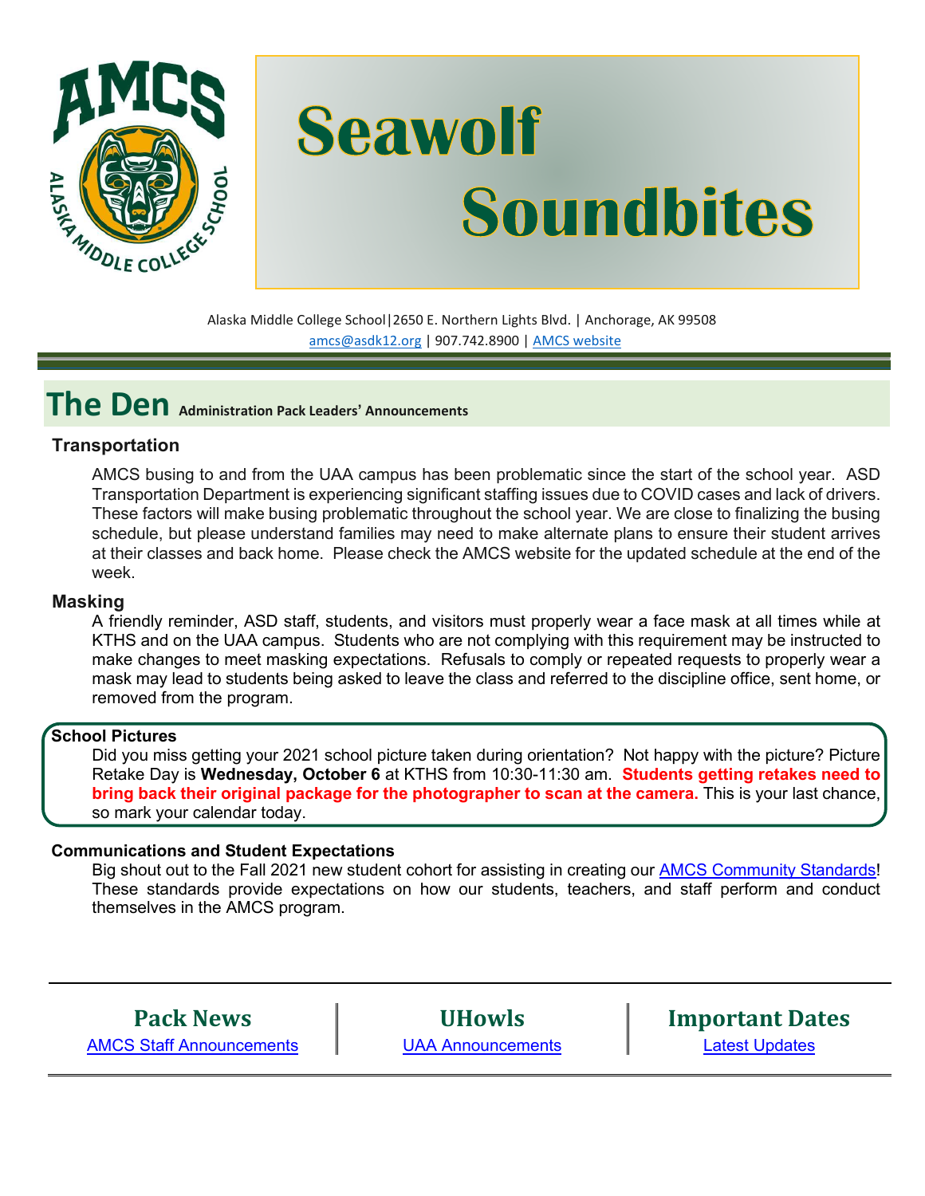# Seawolf Soundbites

Alaska Middle College School|2650 E. Northern Lights Blvd. | Anchorage, AK 99508
amcs@asdk12.org | 907.742.8900 | AMCS website

## The Den Administration Pack Leaders' Announcements

### Transportation

AMCS busing to and from the UAA campus has been problematic since the start of the school year. ASD Transportation Department is experiencing significant staffing issues due to COVID cases and lack of drivers. These factors will make busing problematic throughout the school year. We are close to finalizing the busing schedule, but please understand families may need to make alternate plans to ensure their student arrives at their classes and back home. Please check the AMCS website for the updated schedule at the end of the week.

### Masking

A friendly reminder, ASD staff, students, and visitors must properly wear a face mask at all times while at KTHS and on the UAA campus. Students who are not complying with this requirement may be instructed to make changes to meet masking expectations. Refusals to comply or repeated requests to properly wear a mask may lead to students being asked to leave the class and referred to the discipline office, sent home, or removed from the program.

### School Pictures

Did you miss getting your 2021 school picture taken during orientation? Not happy with the picture? Picture Retake Day is **Wednesday, October 6** at KTHS from 10:30-11:30 am. **Students getting retakes need to bring back their original package for the photographer to scan at the camera.** This is your last chance, so mark your calendar today.

### Communications and Student Expectations

Big shout out to the Fall 2021 new student cohort for assisting in creating our AMCS Community Standards! These standards provide expectations on how our students, teachers, and staff perform and conduct themselves in the AMCS program.

| Pack News | UHowls | Important Dates |
|---|---|---|
| AMCS Staff Announcements | UAA Announcements | Latest Updates |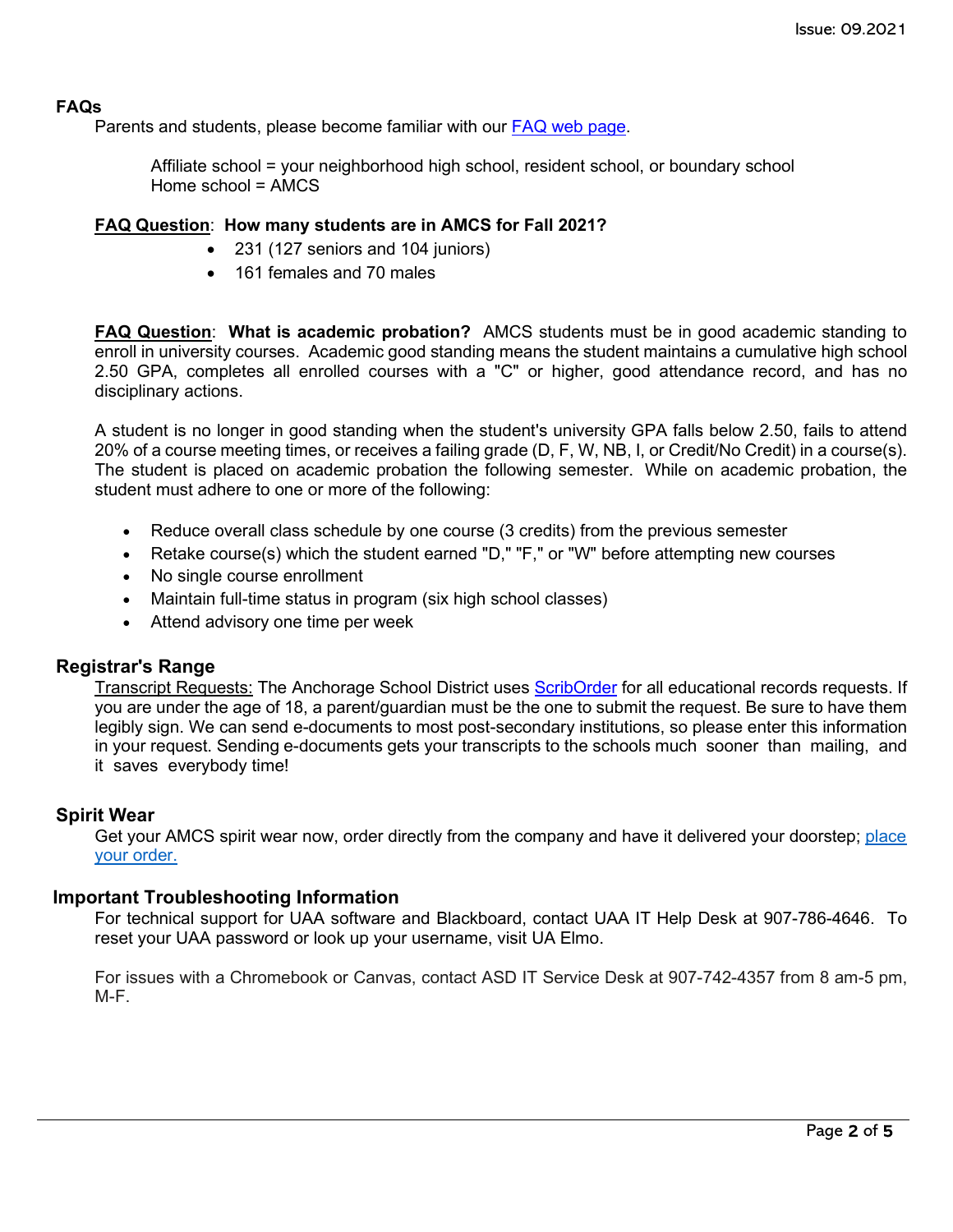## FAQs

Parents and students, please become familiar with our FAQ web page.

Affiliate school = your neighborhood high school, resident school, or boundary school
Home school = AMCS

**FAQ Question**: **How many students are in AMCS for Fall 2021?**

- 231 (127 seniors and 104 juniors)
- 161 females and 70 males

**FAQ Question**: **What is academic probation?** AMCS students must be in good academic standing to enroll in university courses. Academic good standing means the student maintains a cumulative high school 2.50 GPA, completes all enrolled courses with a "C" or higher, good attendance record, and has no disciplinary actions.

A student is no longer in good standing when the student's university GPA falls below 2.50, fails to attend 20% of a course meeting times, or receives a failing grade (D, F, W, NB, I, or Credit/No Credit) in a course(s). The student is placed on academic probation the following semester. While on academic probation, the student must adhere to one or more of the following:

- Reduce overall class schedule by one course (3 credits) from the previous semester
- Retake course(s) which the student earned "D," "F," or "W" before attempting new courses
- No single course enrollment
- Maintain full-time status in program (six high school classes)
- Attend advisory one time per week

## Registrar's Range

Transcript Requests: The Anchorage School District uses ScribOrder for all educational records requests. If you are under the age of 18, a parent/guardian must be the one to submit the request. Be sure to have them legibly sign. We can send e-documents to most post-secondary institutions, so please enter this information in your request. Sending e-documents gets your transcripts to the schools much sooner than mailing, and it saves everybody time!

## Spirit Wear

Get your AMCS spirit wear now, order directly from the company and have it delivered your doorstep; place your order.

## Important Troubleshooting Information

For technical support for UAA software and Blackboard, contact UAA IT Help Desk at 907-786-4646. To reset your UAA password or look up your username, visit UA Elmo.

For issues with a Chromebook or Canvas, contact ASD IT Service Desk at 907-742-4357 from 8 am-5 pm, M-F.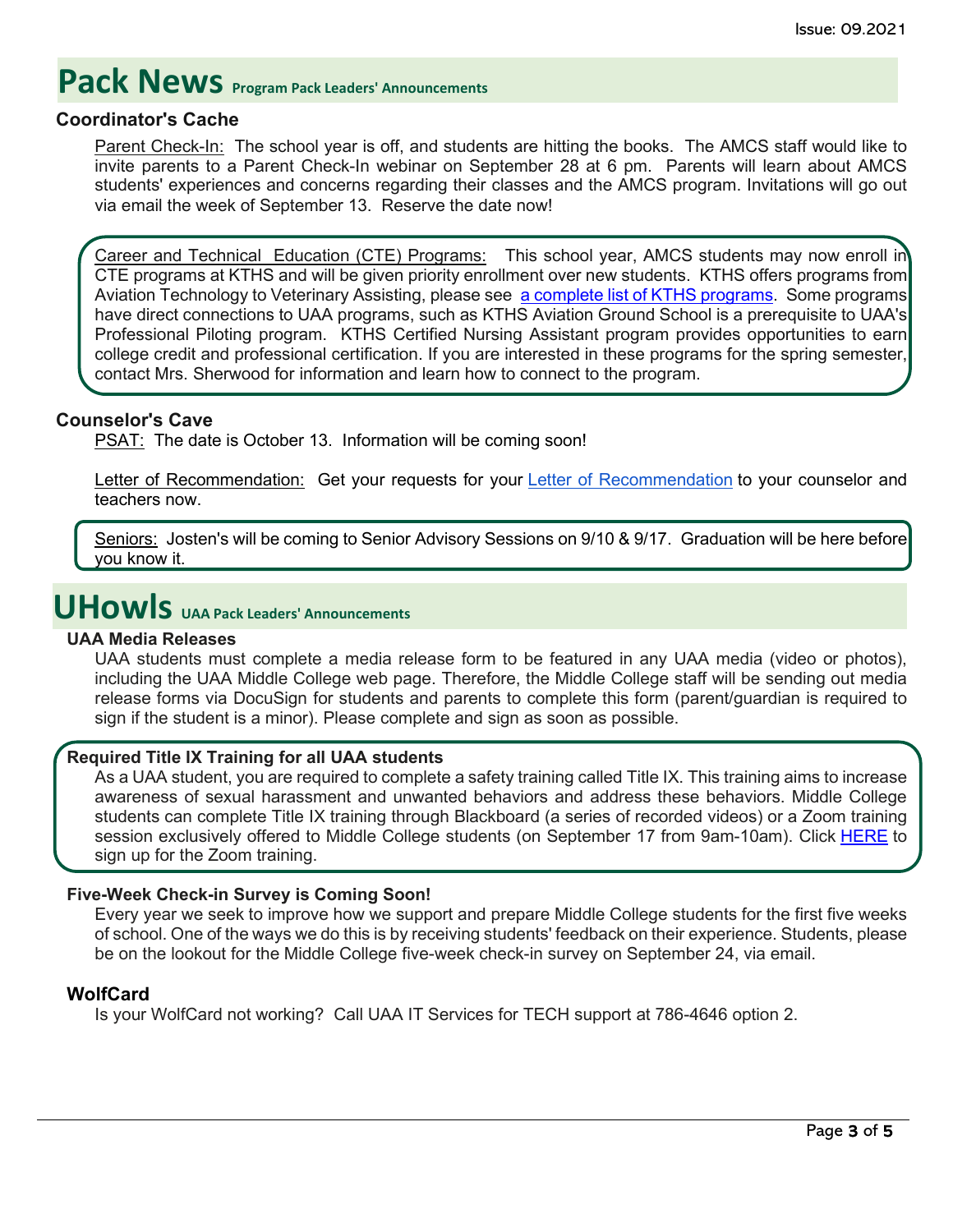# Pack News Program Pack Leaders' Announcements

### Coordinator's Cache

Parent Check-In: The school year is off, and students are hitting the books. The AMCS staff would like to invite parents to a Parent Check-In webinar on September 28 at 6 pm. Parents will learn about AMCS students' experiences and concerns regarding their classes and the AMCS program. Invitations will go out via email the week of September 13. Reserve the date now!

Career and Technical Education (CTE) Programs: This school year, AMCS students may now enroll in CTE programs at KTHS and will be given priority enrollment over new students. KTHS offers programs from Aviation Technology to Veterinary Assisting, please see a complete list of KTHS programs. Some programs have direct connections to UAA programs, such as KTHS Aviation Ground School is a prerequisite to UAA's Professional Piloting program. KTHS Certified Nursing Assistant program provides opportunities to earn college credit and professional certification. If you are interested in these programs for the spring semester, contact Mrs. Sherwood for information and learn how to connect to the program.

### Counselor's Cave

PSAT: The date is October 13. Information will be coming soon!

Letter of Recommendation: Get your requests for your Letter of Recommendation to your counselor and teachers now.

Seniors: Josten's will be coming to Senior Advisory Sessions on 9/10 & 9/17. Graduation will be here before you know it.

# UHowls UAA Pack Leaders' Announcements

### UAA Media Releases

UAA students must complete a media release form to be featured in any UAA media (video or photos), including the UAA Middle College web page. Therefore, the Middle College staff will be sending out media release forms via DocuSign for students and parents to complete this form (parent/guardian is required to sign if the student is a minor). Please complete and sign as soon as possible.

### Required Title IX Training for all UAA students

As a UAA student, you are required to complete a safety training called Title IX. This training aims to increase awareness of sexual harassment and unwanted behaviors and address these behaviors. Middle College students can complete Title IX training through Blackboard (a series of recorded videos) or a Zoom training session exclusively offered to Middle College students (on September 17 from 9am-10am). Click HERE to sign up for the Zoom training.

### Five-Week Check-in Survey is Coming Soon!

Every year we seek to improve how we support and prepare Middle College students for the first five weeks of school. One of the ways we do this is by receiving students' feedback on their experience. Students, please be on the lookout for the Middle College five-week check-in survey on September 24, via email.

### WolfCard

Is your WolfCard not working? Call UAA IT Services for TECH support at 786-4646 option 2.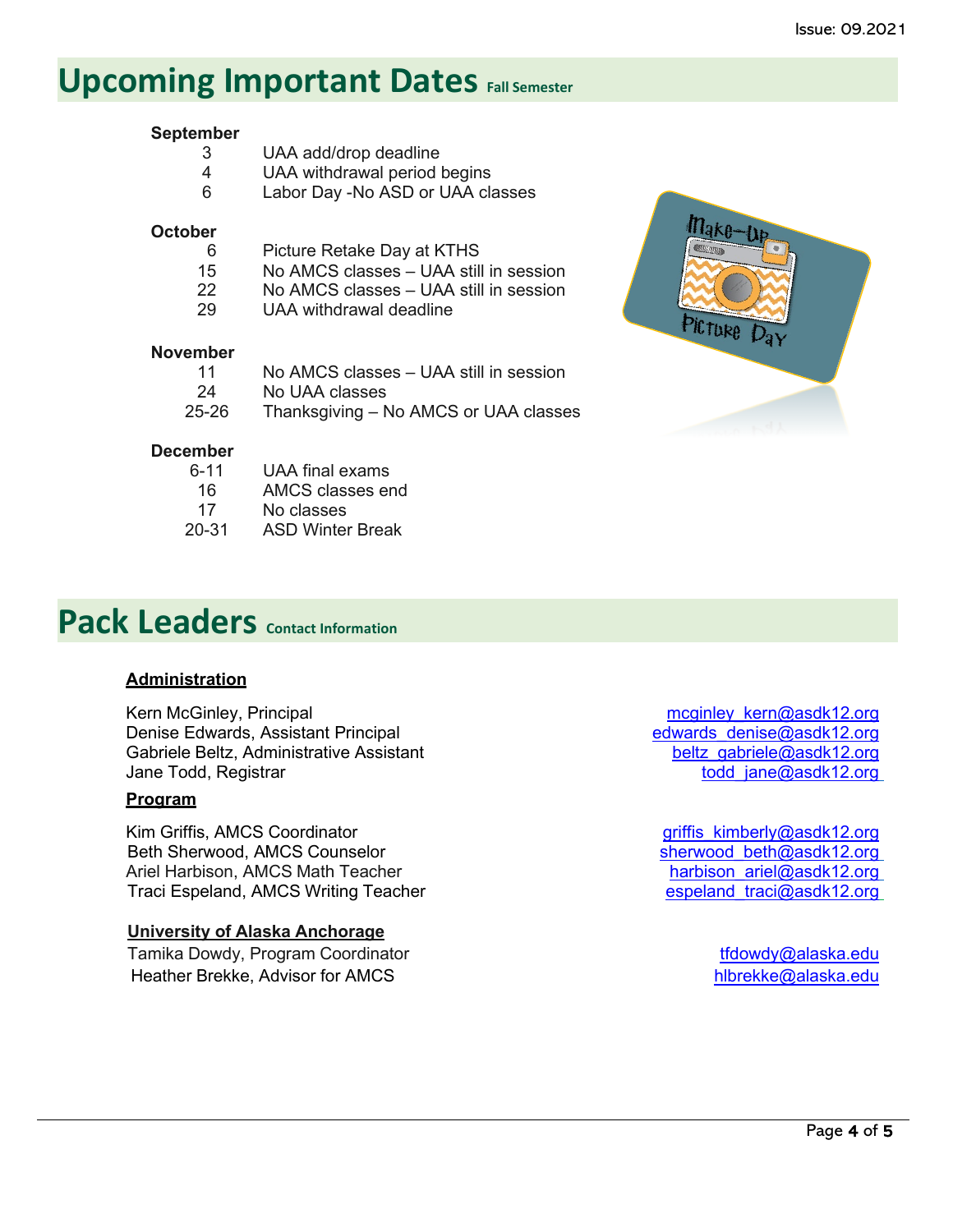# Upcoming Important Dates Fall Semester

**September**

| | |
|---|---|
| 3 | UAA add/drop deadline |
| 4 | UAA withdrawal period begins |
| 6 | Labor Day -No ASD or UAA classes |

**October**

| | |
|---|---|
| 6 | Picture Retake Day at KTHS |
| 15 | No AMCS classes – UAA still in session |
| 22 | No AMCS classes – UAA still in session |
| 29 | UAA withdrawal deadline |

**November**

| | |
|---|---|
| 11 | No AMCS classes – UAA still in session |
| 24 | No UAA classes |
| 25-26 | Thanksgiving – No AMCS or UAA classes |

**December**

| | |
|---|---|
| 6-11 | UAA final exams |
| 16 | AMCS classes end |
| 17 | No classes |
| 20-31 | ASD Winter Break |

# Pack Leaders Contact Information

**Administration**

| | |
|---|---|
| Kern McGinley, Principal | mcginley_kern@asdk12.org |
| Denise Edwards, Assistant Principal | edwards_denise@asdk12.org |
| Gabriele Beltz, Administrative Assistant | beltz_gabriele@asdk12.org |
| Jane Todd, Registrar | todd_jane@asdk12.org |

**Program**

| | |
|---|---|
| Kim Griffis, AMCS Coordinator | griffis_kimberly@asdk12.org |
| Beth Sherwood, AMCS Counselor | sherwood_beth@asdk12.org |
| Ariel Harbison, AMCS Math Teacher | harbison_ariel@asdk12.org |
| Traci Espeland, AMCS Writing Teacher | espeland_traci@asdk12.org |

**University of Alaska Anchorage**

| | |
|---|---|
| Tamika Dowdy, Program Coordinator | tfdowdy@alaska.edu |
| Heather Brekke, Advisor for AMCS | hlbrekke@alaska.edu |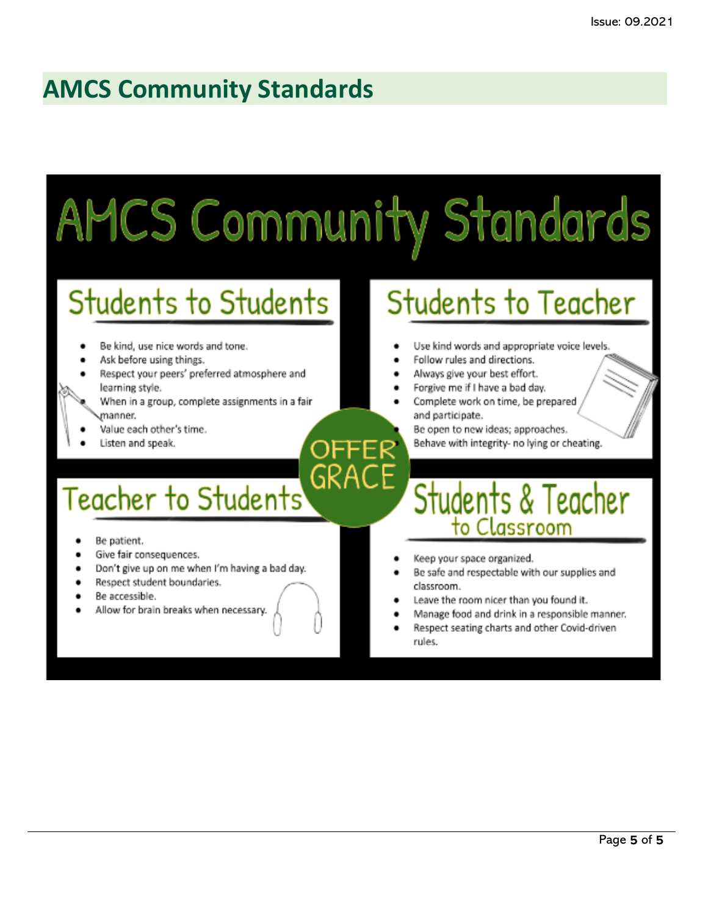## AMCS Community Standards

# AMCS Community Standards

### Students to Students

- Be kind, use nice words and tone.
- Ask before using things.
- Respect your peers' preferred atmosphere and learning style.
- When in a group, complete assignments in a fair manner.
- Value each other's time.
- Listen and speak.

### Students to Teacher

- Use kind words and appropriate voice levels.
- Follow rules and directions.
- Always give your best effort.
- Forgive me if I have a bad day.
- Complete work on time, be prepared and participate.
- Be open to new ideas; approaches.
- Behave with integrity- no lying or cheating.

**OFFER GRACE**

### Teacher to Students

- Be patient.
- Give fair consequences.
- Don't give up on me when I'm having a bad day.
- Respect student boundaries.
- Be accessible.
- Allow for brain breaks when necessary.

### Students & Teacher to Classroom

- Keep your space organized.
- Be safe and respectable with our supplies and classroom.
- Leave the room nicer than you found it.
- Manage food and drink in a responsible manner.
- Respect seating charts and other Covid-driven rules.